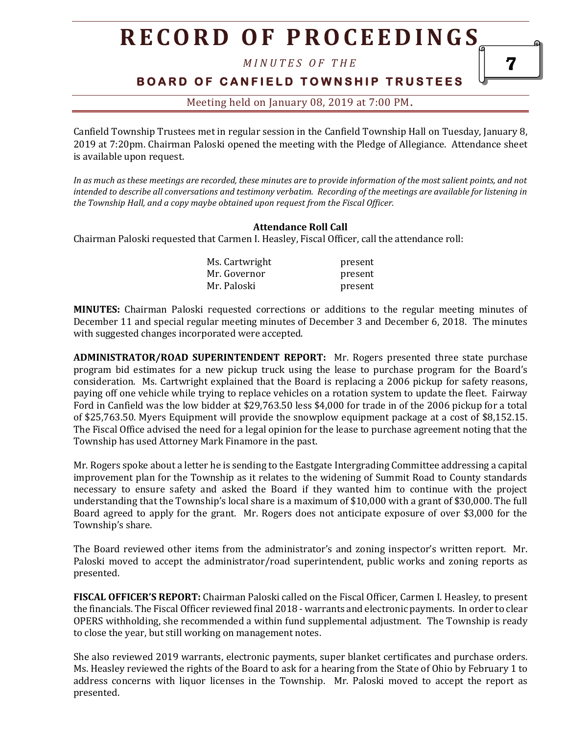# RECORD OF PROCEEDINGS

*MINUTES OF THE*

**BOARD OF CANFIELD TOWNSHIP TRUSTEES**

Meeting held on January 08, 2019 at 7:00 PM.

Canfield Township Trustees met in regular session in the Canfield Township Hall on Tuesday, January 8, 2019 at 7:20pm. Chairman Paloski opened the meeting with the Pledge of Allegiance. Attendance sheet is available upon request.

*In as much as these meetings are recorded, these minutes are to provide information of the most salient points, and not intended to describe all conversations and testimony verbatim. Recording of the meetings are available for listening in the Township Hall, and a copy maybe obtained upon request from the Fiscal Officer.*

**Attendance Roll Call**

Chairman Paloski requested that Carmen I. Heasley, Fiscal Officer, call the attendance roll:

| | |
|---|---|
| Ms. Cartwright | present |
| Mr. Governor | present |
| Mr. Paloski | present |

**MINUTES:** Chairman Paloski requested corrections or additions to the regular meeting minutes of December 11 and special regular meeting minutes of December 3 and December 6, 2018. The minutes with suggested changes incorporated were accepted.

**ADMINISTRATOR/ROAD SUPERINTENDENT REPORT:** Mr. Rogers presented three state purchase program bid estimates for a new pickup truck using the lease to purchase program for the Board's consideration. Ms. Cartwright explained that the Board is replacing a 2006 pickup for safety reasons, paying off one vehicle while trying to replace vehicles on a rotation system to update the fleet. Fairway Ford in Canfield was the low bidder at $29,763.50 less $4,000 for trade in of the 2006 pickup for a total of $25,763.50. Myers Equipment will provide the snowplow equipment package at a cost of $8,152.15. The Fiscal Office advised the need for a legal opinion for the lease to purchase agreement noting that the Township has used Attorney Mark Finamore in the past.

Mr. Rogers spoke about a letter he is sending to the Eastgate Intergrading Committee addressing a capital improvement plan for the Township as it relates to the widening of Summit Road to County standards necessary to ensure safety and asked the Board if they wanted him to continue with the project understanding that the Township's local share is a maximum of $10,000 with a grant of $30,000. The full Board agreed to apply for the grant. Mr. Rogers does not anticipate exposure of over $3,000 for the Township's share.

The Board reviewed other items from the administrator's and zoning inspector's written report. Mr. Paloski moved to accept the administrator/road superintendent, public works and zoning reports as presented.

**FISCAL OFFICER'S REPORT:** Chairman Paloski called on the Fiscal Officer, Carmen I. Heasley, to present the financials. The Fiscal Officer reviewed final 2018 - warrants and electronic payments. In order to clear OPERS withholding, she recommended a within fund supplemental adjustment. The Township is ready to close the year, but still working on management notes.

She also reviewed 2019 warrants, electronic payments, super blanket certificates and purchase orders. Ms. Heasley reviewed the rights of the Board to ask for a hearing from the State of Ohio by February 1 to address concerns with liquor licenses in the Township. Mr. Paloski moved to accept the report as presented.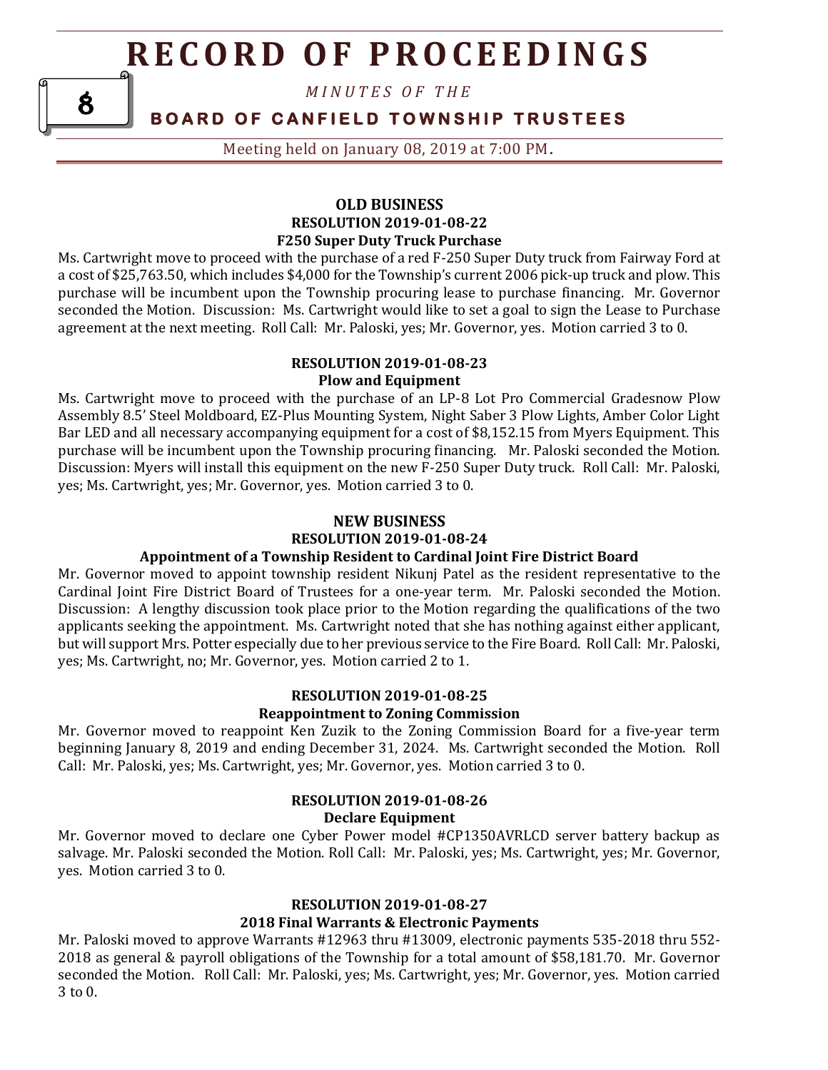## OLD BUSINESS

### RESOLUTION 2019-01-08-22

### F250 Super Duty Truck Purchase

Ms. Cartwright move to proceed with the purchase of a red F-250 Super Duty truck from Fairway Ford at a cost of $25,763.50, which includes $4,000 for the Township's current 2006 pick-up truck and plow. This purchase will be incumbent upon the Township procuring lease to purchase financing. Mr. Governor seconded the Motion. Discussion: Ms. Cartwright would like to set a goal to sign the Lease to Purchase agreement at the next meeting. Roll Call: Mr. Paloski, yes; Mr. Governor, yes. Motion carried 3 to 0.

### RESOLUTION 2019-01-08-23

### Plow and Equipment

Ms. Cartwright move to proceed with the purchase of an LP-8 Lot Pro Commercial Gradesnow Plow Assembly 8.5' Steel Moldboard, EZ-Plus Mounting System, Night Saber 3 Plow Lights, Amber Color Light Bar LED and all necessary accompanying equipment for a cost of $8,152.15 from Myers Equipment. This purchase will be incumbent upon the Township procuring financing. Mr. Paloski seconded the Motion. Discussion: Myers will install this equipment on the new F-250 Super Duty truck. Roll Call: Mr. Paloski, yes; Ms. Cartwright, yes; Mr. Governor, yes. Motion carried 3 to 0.

## NEW BUSINESS

### RESOLUTION 2019-01-08-24

### Appointment of a Township Resident to Cardinal Joint Fire District Board

Mr. Governor moved to appoint township resident Nikunj Patel as the resident representative to the Cardinal Joint Fire District Board of Trustees for a one-year term. Mr. Paloski seconded the Motion. Discussion: A lengthy discussion took place prior to the Motion regarding the qualifications of the two applicants seeking the appointment. Ms. Cartwright noted that she has nothing against either applicant, but will support Mrs. Potter especially due to her previous service to the Fire Board. Roll Call: Mr. Paloski, yes; Ms. Cartwright, no; Mr. Governor, yes. Motion carried 2 to 1.

### RESOLUTION 2019-01-08-25

### Reappointment to Zoning Commission

Mr. Governor moved to reappoint Ken Zuzik to the Zoning Commission Board for a five-year term beginning January 8, 2019 and ending December 31, 2024. Ms. Cartwright seconded the Motion. Roll Call: Mr. Paloski, yes; Ms. Cartwright, yes; Mr. Governor, yes. Motion carried 3 to 0.

### RESOLUTION 2019-01-08-26

### Declare Equipment

Mr. Governor moved to declare one Cyber Power model #CP1350AVRLCD server battery backup as salvage. Mr. Paloski seconded the Motion. Roll Call: Mr. Paloski, yes; Ms. Cartwright, yes; Mr. Governor, yes. Motion carried 3 to 0.

### RESOLUTION 2019-01-08-27

### 2018 Final Warrants & Electronic Payments

Mr. Paloski moved to approve Warrants #12963 thru #13009, electronic payments 535-2018 thru 552-2018 as general & payroll obligations of the Township for a total amount of $58,181.70. Mr. Governor seconded the Motion. Roll Call: Mr. Paloski, yes; Ms. Cartwright, yes; Mr. Governor, yes. Motion carried 3 to 0.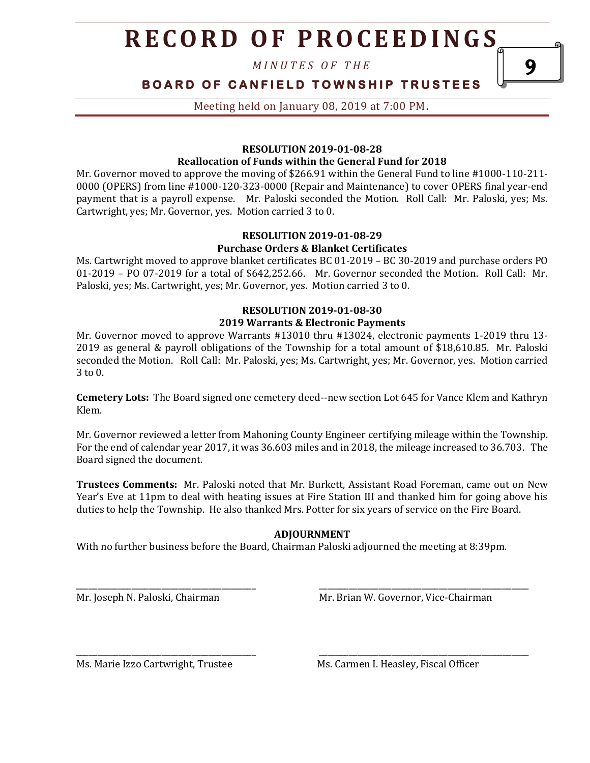**RESOLUTION 2019-01-08-28**
**Reallocation of Funds within the General Fund for 2018**

Mr. Governor moved to approve the moving of $266.91 within the General Fund to line #1000-110-211-0000 (OPERS) from line #1000-120-323-0000 (Repair and Maintenance) to cover OPERS final year-end payment that is a payroll expense. Mr. Paloski seconded the Motion. Roll Call: Mr. Paloski, yes; Ms. Cartwright, yes; Mr. Governor, yes. Motion carried 3 to 0.

**RESOLUTION 2019-01-08-29**
**Purchase Orders & Blanket Certificates**

Ms. Cartwright moved to approve blanket certificates BC 01-2019 – BC 30-2019 and purchase orders PO 01-2019 – PO 07-2019 for a total of $642,252.66. Mr. Governor seconded the Motion. Roll Call: Mr. Paloski, yes; Ms. Cartwright, yes; Mr. Governor, yes. Motion carried 3 to 0.

**RESOLUTION 2019-01-08-30**
**2019 Warrants & Electronic Payments**

Mr. Governor moved to approve Warrants #13010 thru #13024, electronic payments 1-2019 thru 13-2019 as general & payroll obligations of the Township for a total amount of $18,610.85. Mr. Paloski seconded the Motion. Roll Call: Mr. Paloski, yes; Ms. Cartwright, yes; Mr. Governor, yes. Motion carried 3 to 0.

**Cemetery Lots:** The Board signed one cemetery deed--new section Lot 645 for Vance Klem and Kathryn Klem.

Mr. Governor reviewed a letter from Mahoning County Engineer certifying mileage within the Township. For the end of calendar year 2017, it was 36.603 miles and in 2018, the mileage increased to 36.703. The Board signed the document.

**Trustees Comments:** Mr. Paloski noted that Mr. Burkett, Assistant Road Foreman, came out on New Year's Eve at 11pm to deal with heating issues at Fire Station III and thanked him for going above his duties to help the Township. He also thanked Mrs. Potter for six years of service on the Fire Board.

**ADJOURNMENT**

With no further business before the Board, Chairman Paloski adjourned the meeting at 8:39pm.

_______________________________ Mr. Joseph N. Paloski, Chairman

_______________________________ Mr. Brian W. Governor, Vice-Chairman

_______________________________ Ms. Marie Izzo Cartwright, Trustee

_______________________________ Ms. Carmen I. Heasley, Fiscal Officer